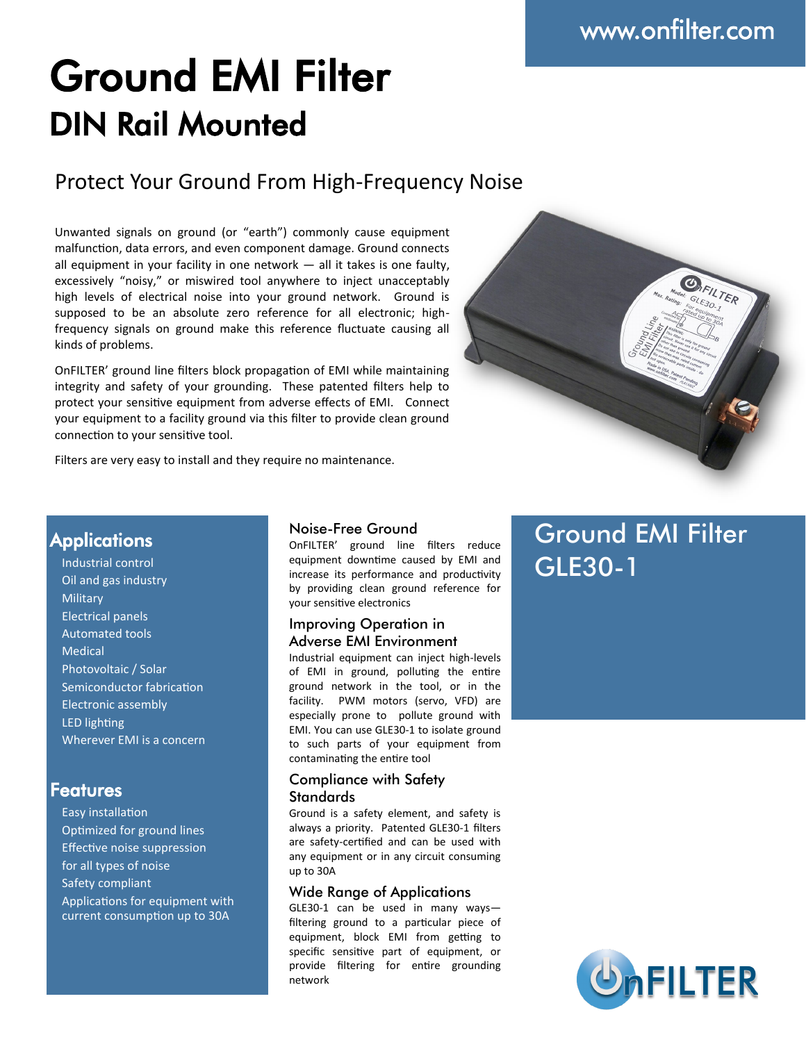www.onfilter.com

# Ground EMI Filter

## DIN Rail Mounted

### Protect Your Ground From High-Frequency Noise

Unwanted signals on ground (or "earth") commonly cause equipment malfunction, data errors, and even component damage. Ground connects all equipment in your facility in one network — all it takes is one faulty, excessively "noisy," or miswired tool anywhere to inject unacceptably high levels of electrical noise into your ground network. Ground is supposed to be an absolute zero reference for all electronic; high-frequency signals on ground make this reference fluctuate causing all kinds of problems.

OnFILTER' ground line filters block propagation of EMI while maintaining integrity and safety of your grounding. These patented filters help to protect your sensitive equipment from adverse effects of EMI. Connect your equipment to a facility ground via this filter to provide clean ground connection to your sensitive tool.

Filters are very easy to install and they require no maintenance.

## Applications

- Industrial control
- Oil and gas industry
- Military
- Electrical panels
- Automated tools
- Medical
- Photovoltaic / Solar
- Semiconductor fabrication
- Electronic assembly
- LED lighting
- Wherever EMI is a concern

## Features

- Easy installation
- Optimized for ground lines
- Effective noise suppression for all types of noise
- Safety compliant
- Applications for equipment with current consumption up to 30A

### Noise-Free Ground

OnFILTER' ground line filters reduce equipment downtime caused by EMI and increase its performance and productivity by providing clean ground reference for your sensitive electronics

### Improving Operation in Adverse EMI Environment

Industrial equipment can inject high-levels of EMI in ground, polluting the entire ground network in the tool, or in the facility. PWM motors (servo, VFD) are especially prone to pollute ground with EMI. You can use GLE30-1 to isolate ground to such parts of your equipment from contaminating the entire tool

### Compliance with Safety Standards

Ground is a safety element, and safety is always a priority. Patented GLE30-1 filters are safety-certified and can be used with any equipment or in any circuit consuming up to 30A

### Wide Range of Applications

GLE30-1 can be used in many ways—filtering ground to a particular piece of equipment, block EMI from getting to specific sensitive part of equipment, or provide filtering for entire grounding network

## Ground EMI Filter GLE30-1

OnFILTER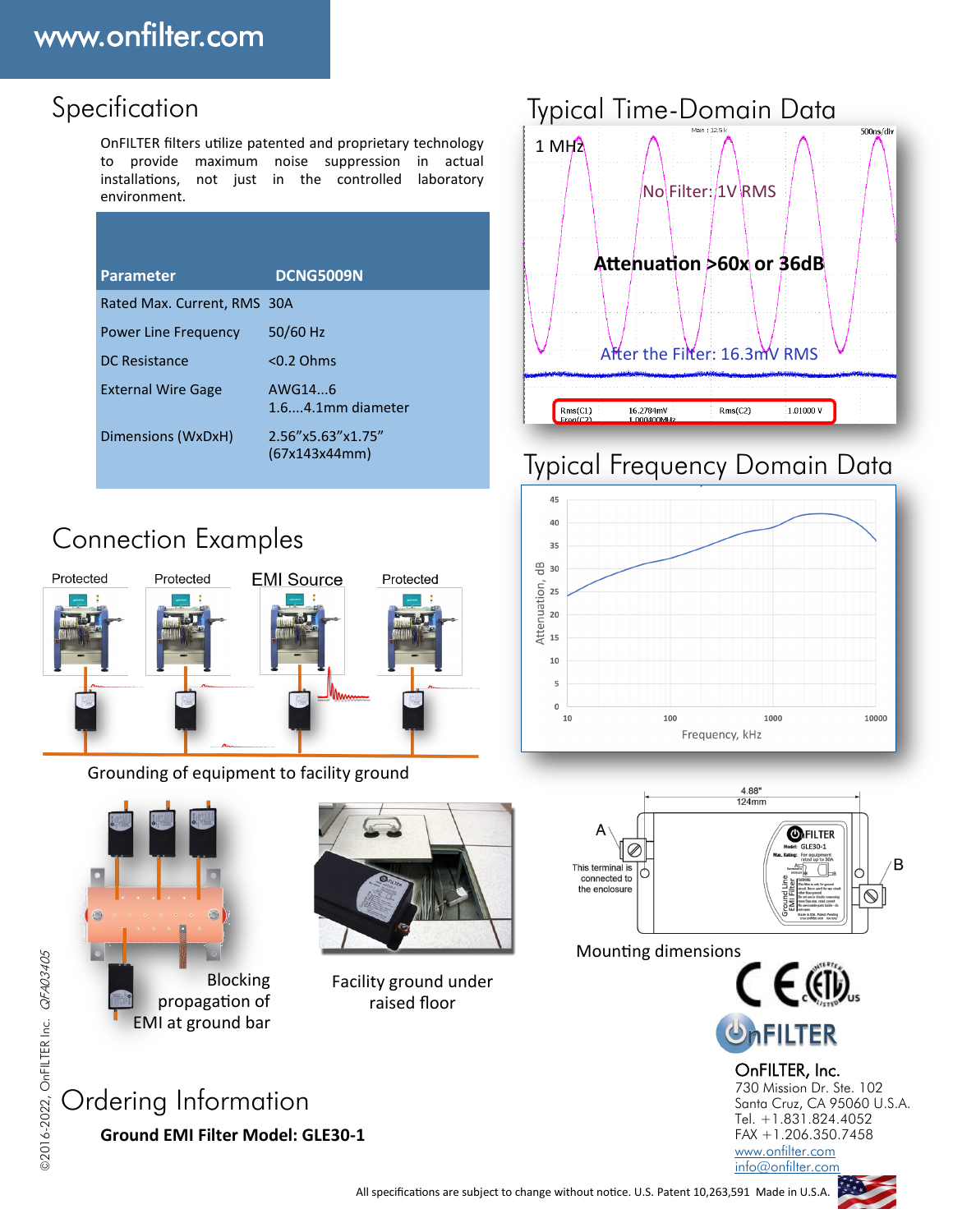www.onfilter.com

## Specification

OnFILTER filters utilize patented and proprietary technology to provide maximum noise suppression in actual installations, not just in the controlled laboratory environment.

| Parameter | DCNG5009N |
|---|---|
| Rated Max. Current, RMS | 30A |
| Power Line Frequency | 50/60 Hz |
| DC Resistance | <0.2 Ohms |
| External Wire Gage | AWG14...6<br>1.6....4.1mm diameter |
| Dimensions (WxDxH) | 2.56"x5.63"x1.75"<br>(67x143x44mm) |

## Typical Time-Domain Data

1 MHz

No Filter: 1V RMS

Attenuation >60x or 36dB

After the Filter: 16.3mV RMS

Rms(C1) 16.2784mV Rms(C2) 1.01000 V

## Typical Frequency Domain Data

Attenuation, dB

45 40 35 30 25 20 15 10 5 0

10 100 1000 10000

Frequency, kHz

## Connection Examples

Protected

Protected

EMI Source

Protected

Grounding of equipment to facility ground

Blocking propagation of EMI at ground bar

Facility ground under raised floor

4.88"
124mm

A

B

This terminal is connected to the enclosure

Mounting dimensions

## Ordering Information

**Ground EMI Filter Model: GLE30-1**

©2016-2022, OnFILTER Inc. QF403405

**OnFILTER, Inc.**
730 Mission Dr. Ste. 102
Santa Cruz, CA 95060 U.S.A.
Tel. +1.831.824.4052
FAX +1.206.350.7458
www.onfilter.com
info@onfilter.com

All specifications are subject to change without notice. U.S. Patent 10,263,591 Made in U.S.A.